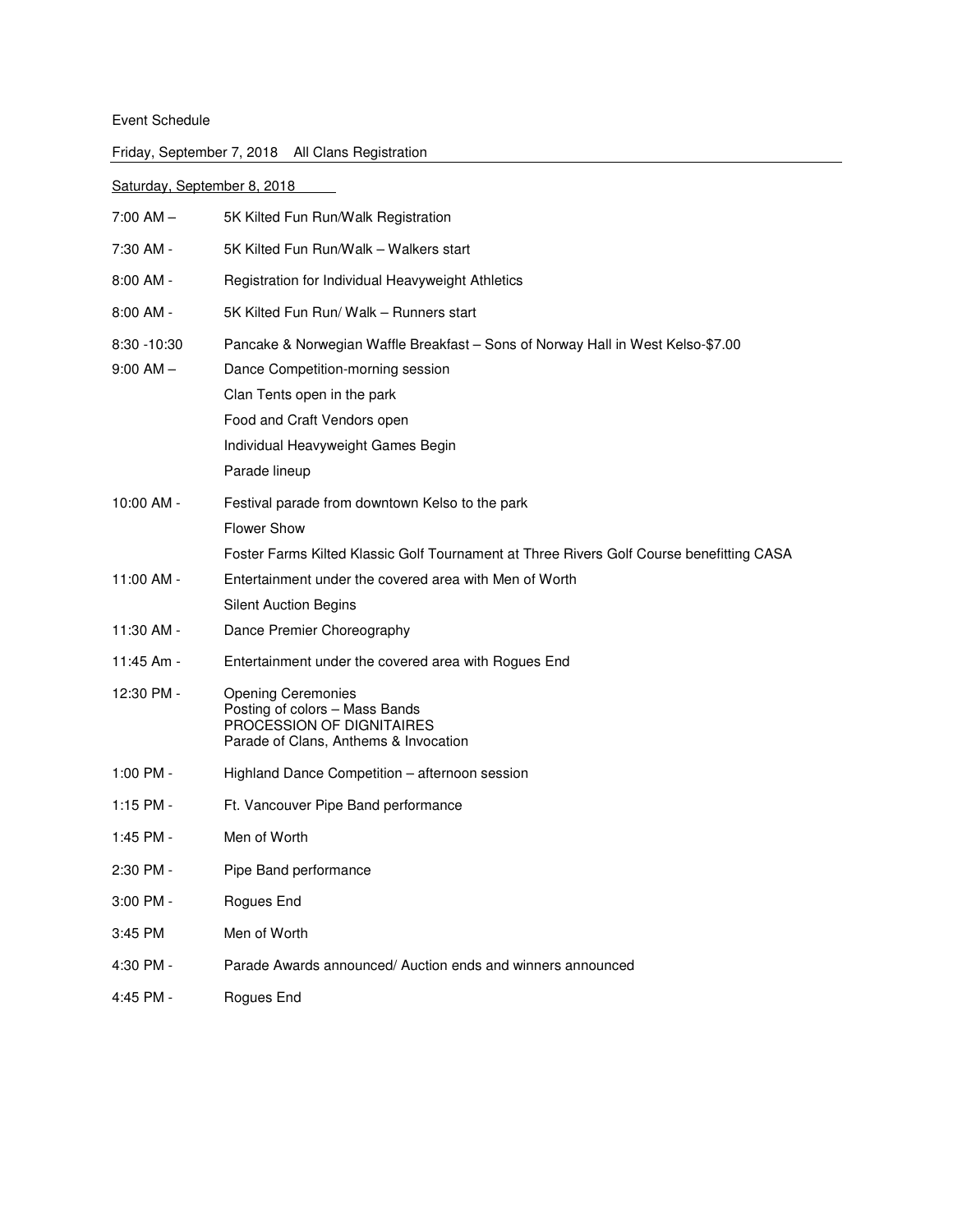Event Schedule

Friday, September 7, 2018 All Clans Registration

Saturday, September 8, 2018

| | |
|---|---|
| 7:00 AM – | 5K Kilted Fun Run/Walk Registration |
| 7:30 AM - | 5K Kilted Fun Run/Walk – Walkers start |
| 8:00 AM - | Registration for Individual Heavyweight Athletics |
| 8:00 AM - | 5K Kilted Fun Run/ Walk – Runners start |
| 8:30 -10:30 | Pancake & Norwegian Waffle Breakfast – Sons of Norway Hall in West Kelso-$7.00 |
| 9:00 AM – | Dance Competition-morning session |
| | Clan Tents open in the park |
| | Food and Craft Vendors open |
| | Individual Heavyweight Games Begin |
| | Parade lineup |
| 10:00 AM - | Festival parade from downtown Kelso to the park |
| | Flower Show |
| | Foster Farms Kilted Klassic Golf Tournament at Three Rivers Golf Course benefitting CASA |
| 11:00 AM - | Entertainment under the covered area with Men of Worth |
| | Silent Auction Begins |
| 11:30 AM - | Dance Premier Choreography |
| 11:45 Am - | Entertainment under the covered area with Rogues End |
| 12:30 PM - | Opening Ceremonies<br>Posting of colors – Mass Bands<br>PROCESSION OF DIGNITAIRES<br>Parade of Clans, Anthems & Invocation |
| 1:00 PM - | Highland Dance Competition – afternoon session |
| 1:15 PM - | Ft. Vancouver Pipe Band performance |
| 1:45 PM - | Men of Worth |
| 2:30 PM - | Pipe Band performance |
| 3:00 PM - | Rogues End |
| 3:45 PM | Men of Worth |
| 4:30 PM - | Parade Awards announced/ Auction ends and winners announced |
| 4:45 PM - | Rogues End |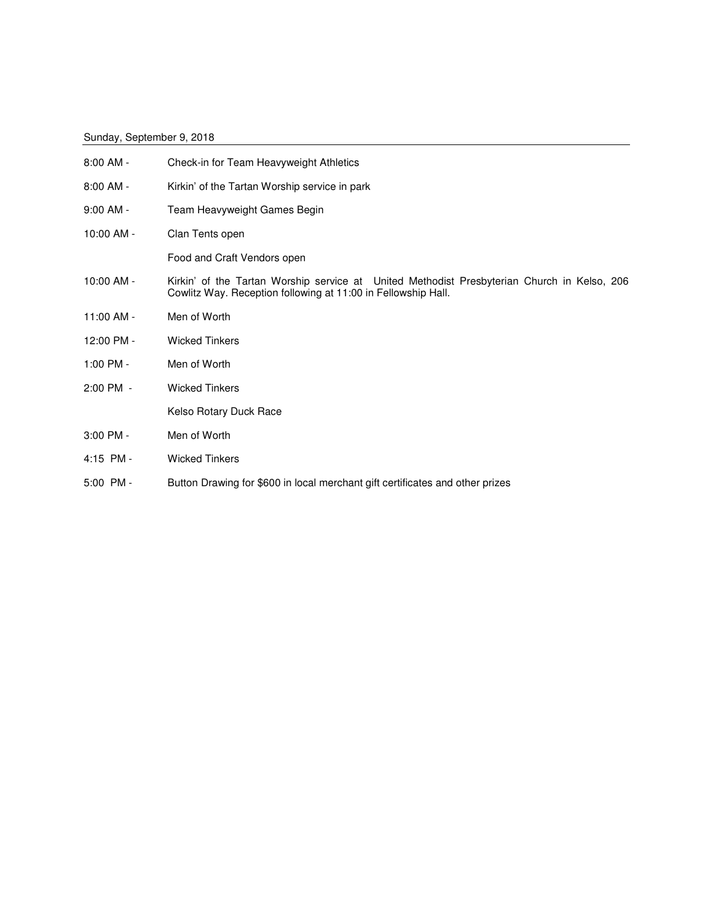Sunday, September 9, 2018

| | |
|---|---|
| 8:00 AM - | Check-in for Team Heavyweight Athletics |
| 8:00 AM - | Kirkin' of the Tartan Worship service in park |
| 9:00 AM - | Team Heavyweight Games Begin |
| 10:00 AM - | Clan Tents open |
| | Food and Craft Vendors open |
| 10:00 AM - | Kirkin' of the Tartan Worship service at United Methodist Presbyterian Church in Kelso, 206 Cowlitz Way. Reception following at 11:00 in Fellowship Hall. |
| 11:00 AM - | Men of Worth |
| 12:00 PM - | Wicked Tinkers |
| 1:00 PM - | Men of Worth |
| 2:00 PM - | Wicked Tinkers |
| | Kelso Rotary Duck Race |
| 3:00 PM - | Men of Worth |
| 4:15 PM - | Wicked Tinkers |
| 5:00 PM - | Button Drawing for $600 in local merchant gift certificates and other prizes |